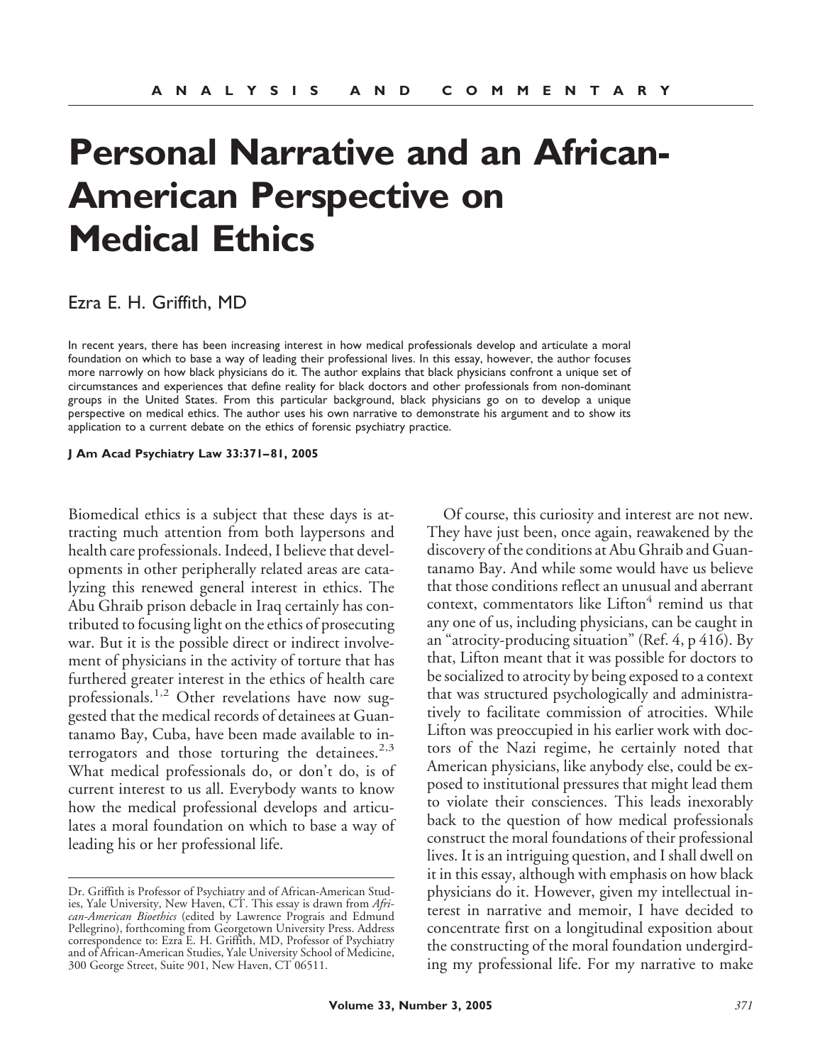# Personal Narrative and an African-American Perspective on Medical Ethics

Ezra E. H. Griffith, MD

In recent years, there has been increasing interest in how medical professionals develop and articulate a moral foundation on which to base a way of leading their professional lives. In this essay, however, the author focuses more narrowly on how black physicians do it. The author explains that black physicians confront a unique set of circumstances and experiences that define reality for black doctors and other professionals from non-dominant groups in the United States. From this particular background, black physicians go on to develop a unique perspective on medical ethics. The author uses his own narrative to demonstrate his argument and to show its application to a current debate on the ethics of forensic psychiatry practice.

**J Am Acad Psychiatry Law 33:371–81, 2005**

Biomedical ethics is a subject that these days is attracting much attention from both laypersons and health care professionals. Indeed, I believe that developments in other peripherally related areas are catalyzing this renewed general interest in ethics. The Abu Ghraib prison debacle in Iraq certainly has contributed to focusing light on the ethics of prosecuting war. But it is the possible direct or indirect involvement of physicians in the activity of torture that has furthered greater interest in the ethics of health care professionals.[1,2] Other revelations have now suggested that the medical records of detainees at Guantanamo Bay, Cuba, have been made available to interrogators and those torturing the detainees.[2,3] What medical professionals do, or don't do, is of current interest to us all. Everybody wants to know how the medical professional develops and articulates a moral foundation on which to base a way of leading his or her professional life.

Of course, this curiosity and interest are not new. They have just been, once again, reawakened by the discovery of the conditions at Abu Ghraib and Guantanamo Bay. And while some would have us believe that those conditions reflect an unusual and aberrant context, commentators like Lifton[4] remind us that any one of us, including physicians, can be caught in an "atrocity-producing situation" (Ref. 4, p 416). By that, Lifton meant that it was possible for doctors to be socialized to atrocity by being exposed to a context that was structured psychologically and administratively to facilitate commission of atrocities. While Lifton was preoccupied in his earlier work with doctors of the Nazi regime, he certainly noted that American physicians, like anybody else, could be exposed to institutional pressures that might lead them to violate their consciences. This leads inexorably back to the question of how medical professionals construct the moral foundations of their professional lives. It is an intriguing question, and I shall dwell on it in this essay, although with emphasis on how black physicians do it. However, given my intellectual interest in narrative and memoir, I have decided to concentrate first on a longitudinal exposition about the constructing of the moral foundation undergirding my professional life. For my narrative to make

---

Dr. Griffith is Professor of Psychiatry and of African-American Studies, Yale University, New Haven, CT. This essay is drawn from *African-American Bioethics* (edited by Lawrence Prograis and Edmund Pellegrino), forthcoming from Georgetown University Press. Address correspondence to: Ezra E. H. Griffith, MD, Professor of Psychiatry and of African-American Studies, Yale University School of Medicine, 300 George Street, Suite 901, New Haven, CT 06511.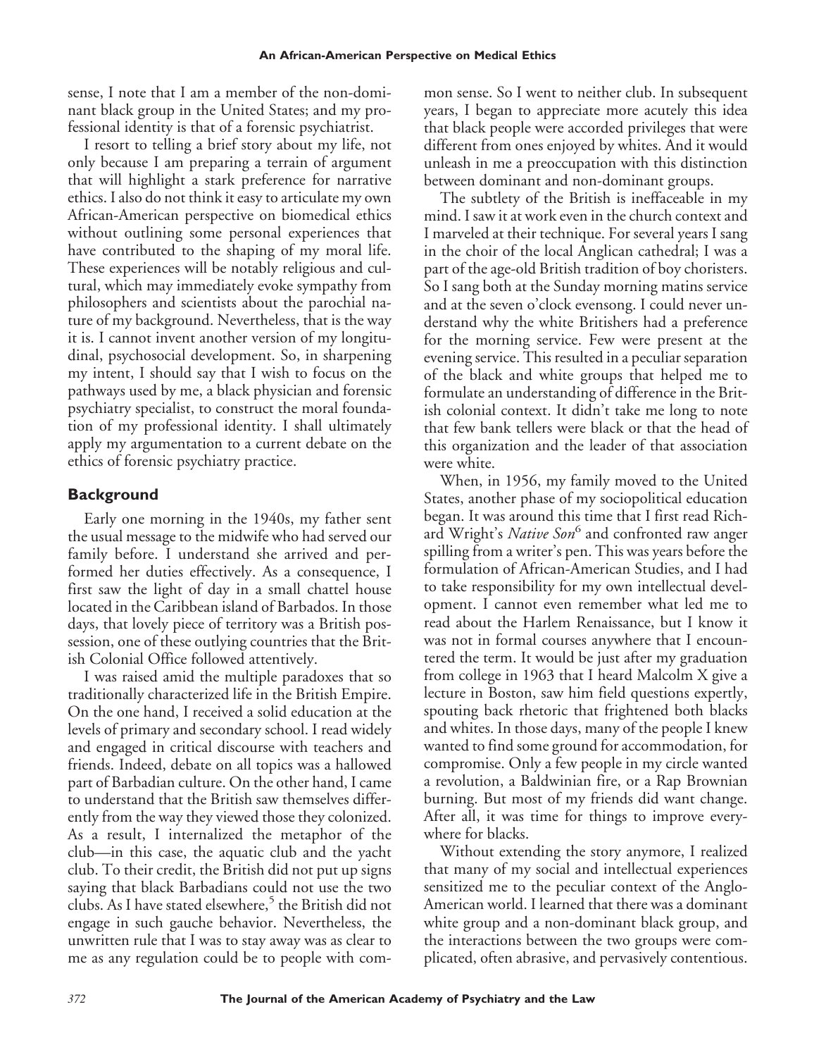sense, I note that I am a member of the non-dominant black group in the United States; and my professional identity is that of a forensic psychiatrist.

I resort to telling a brief story about my life, not only because I am preparing a terrain of argument that will highlight a stark preference for narrative ethics. I also do not think it easy to articulate my own African-American perspective on biomedical ethics without outlining some personal experiences that have contributed to the shaping of my moral life. These experiences will be notably religious and cultural, which may immediately evoke sympathy from philosophers and scientists about the parochial nature of my background. Nevertheless, that is the way it is. I cannot invent another version of my longitudinal, psychosocial development. So, in sharpening my intent, I should say that I wish to focus on the pathways used by me, a black physician and forensic psychiatry specialist, to construct the moral foundation of my professional identity. I shall ultimately apply my argumentation to a current debate on the ethics of forensic psychiatry practice.

## Background

Early one morning in the 1940s, my father sent the usual message to the midwife who had served our family before. I understand she arrived and performed her duties effectively. As a consequence, I first saw the light of day in a small chattel house located in the Caribbean island of Barbados. In those days, that lovely piece of territory was a British possession, one of these outlying countries that the British Colonial Office followed attentively.

I was raised amid the multiple paradoxes that so traditionally characterized life in the British Empire. On the one hand, I received a solid education at the levels of primary and secondary school. I read widely and engaged in critical discourse with teachers and friends. Indeed, debate on all topics was a hallowed part of Barbadian culture. On the other hand, I came to understand that the British saw themselves differently from the way they viewed those they colonized. As a result, I internalized the metaphor of the club—in this case, the aquatic club and the yacht club. To their credit, the British did not put up signs saying that black Barbadians could not use the two clubs. As I have stated elsewhere,[5] the British did not engage in such gauche behavior. Nevertheless, the unwritten rule that I was to stay away was as clear to me as any regulation could be to people with common sense. So I went to neither club. In subsequent years, I began to appreciate more acutely this idea that black people were accorded privileges that were different from ones enjoyed by whites. And it would unleash in me a preoccupation with this distinction between dominant and non-dominant groups.

The subtlety of the British is ineffaceable in my mind. I saw it at work even in the church context and I marveled at their technique. For several years I sang in the choir of the local Anglican cathedral; I was a part of the age-old British tradition of boy choristers. So I sang both at the Sunday morning matins service and at the seven o'clock evensong. I could never understand why the white Britishers had a preference for the morning service. Few were present at the evening service. This resulted in a peculiar separation of the black and white groups that helped me to formulate an understanding of difference in the British colonial context. It didn't take me long to note that few bank tellers were black or that the head of this organization and the leader of that association were white.

When, in 1956, my family moved to the United States, another phase of my sociopolitical education began. It was around this time that I first read Richard Wright's *Native Son*[6] and confronted raw anger spilling from a writer's pen. This was years before the formulation of African-American Studies, and I had to take responsibility for my own intellectual development. I cannot even remember what led me to read about the Harlem Renaissance, but I know it was not in formal courses anywhere that I encountered the term. It would be just after my graduation from college in 1963 that I heard Malcolm X give a lecture in Boston, saw him field questions expertly, spouting back rhetoric that frightened both blacks and whites. In those days, many of the people I knew wanted to find some ground for accommodation, for compromise. Only a few people in my circle wanted a revolution, a Baldwinian fire, or a Rap Brownian burning. But most of my friends did want change. After all, it was time for things to improve everywhere for blacks.

Without extending the story anymore, I realized that many of my social and intellectual experiences sensitized me to the peculiar context of the Anglo-American world. I learned that there was a dominant white group and a non-dominant black group, and the interactions between the two groups were complicated, often abrasive, and pervasively contentious.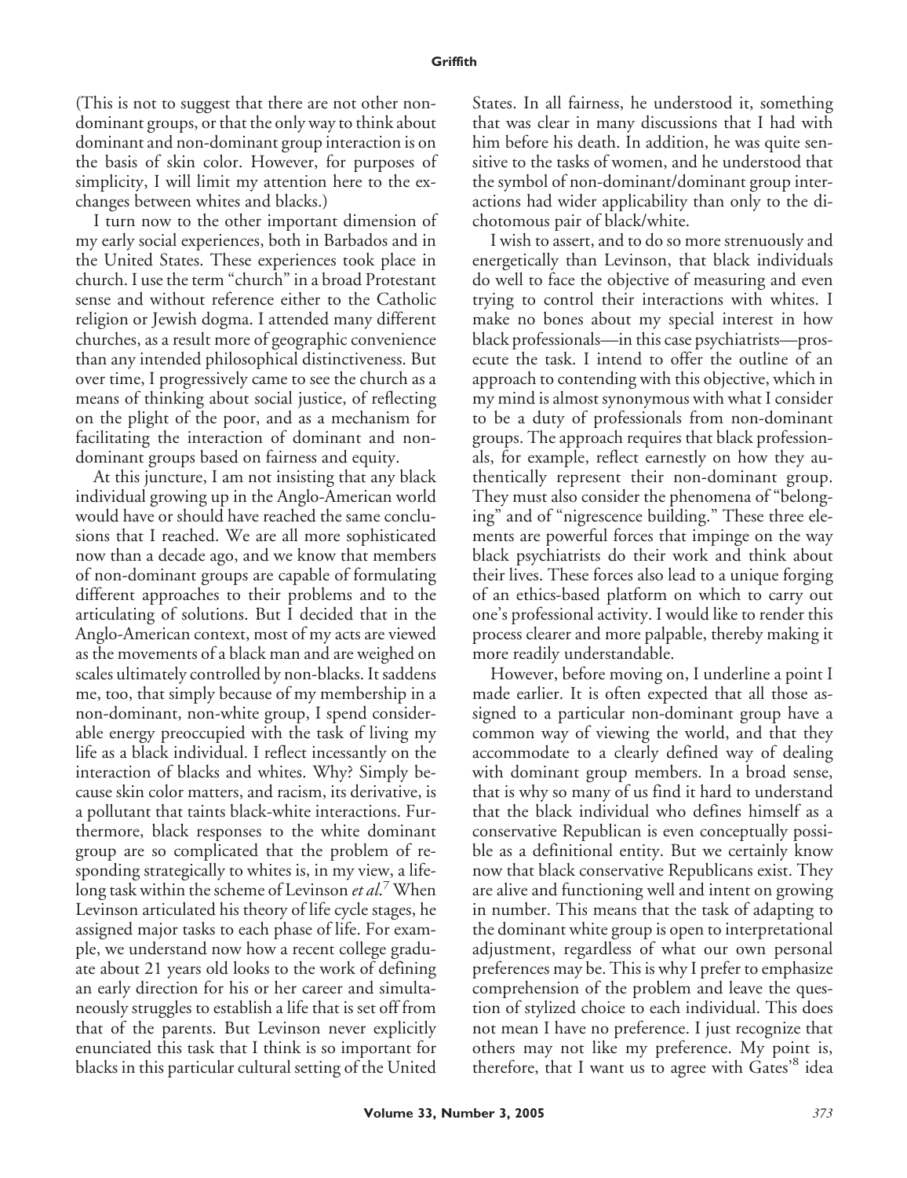(This is not to suggest that there are not other non-dominant groups, or that the only way to think about dominant and non-dominant group interaction is on the basis of skin color. However, for purposes of simplicity, I will limit my attention here to the exchanges between whites and blacks.)

I turn now to the other important dimension of my early social experiences, both in Barbados and in the United States. These experiences took place in church. I use the term "church" in a broad Protestant sense and without reference either to the Catholic religion or Jewish dogma. I attended many different churches, as a result more of geographic convenience than any intended philosophical distinctiveness. But over time, I progressively came to see the church as a means of thinking about social justice, of reflecting on the plight of the poor, and as a mechanism for facilitating the interaction of dominant and non-dominant groups based on fairness and equity.

At this juncture, I am not insisting that any black individual growing up in the Anglo-American world would have or should have reached the same conclusions that I reached. We are all more sophisticated now than a decade ago, and we know that members of non-dominant groups are capable of formulating different approaches to their problems and to the articulating of solutions. But I decided that in the Anglo-American context, most of my acts are viewed as the movements of a black man and are weighed on scales ultimately controlled by non-blacks. It saddens me, too, that simply because of my membership in a non-dominant, non-white group, I spend considerable energy preoccupied with the task of living my life as a black individual. I reflect incessantly on the interaction of blacks and whites. Why? Simply because skin color matters, and racism, its derivative, is a pollutant that taints black-white interactions. Furthermore, black responses to the white dominant group are so complicated that the problem of responding strategically to whites is, in my view, a lifelong task within the scheme of Levinson *et al*.[7] When Levinson articulated his theory of life cycle stages, he assigned major tasks to each phase of life. For example, we understand now how a recent college graduate about 21 years old looks to the work of defining an early direction for his or her career and simultaneously struggles to establish a life that is set off from that of the parents. But Levinson never explicitly enunciated this task that I think is so important for blacks in this particular cultural setting of the United States. In all fairness, he understood it, something that was clear in many discussions that I had with him before his death. In addition, he was quite sensitive to the tasks of women, and he understood that the symbol of non-dominant/dominant group interactions had wider applicability than only to the dichotomous pair of black/white.

I wish to assert, and to do so more strenuously and energetically than Levinson, that black individuals do well to face the objective of measuring and even trying to control their interactions with whites. I make no bones about my special interest in how black professionals—in this case psychiatrists—prosecute the task. I intend to offer the outline of an approach to contending with this objective, which in my mind is almost synonymous with what I consider to be a duty of professionals from non-dominant groups. The approach requires that black professionals, for example, reflect earnestly on how they authentically represent their non-dominant group. They must also consider the phenomena of "belonging" and of "nigrescence building." These three elements are powerful forces that impinge on the way black psychiatrists do their work and think about their lives. These forces also lead to a unique forging of an ethics-based platform on which to carry out one's professional activity. I would like to render this process clearer and more palpable, thereby making it more readily understandable.

However, before moving on, I underline a point I made earlier. It is often expected that all those assigned to a particular non-dominant group have a common way of viewing the world, and that they accommodate to a clearly defined way of dealing with dominant group members. In a broad sense, that is why so many of us find it hard to understand that the black individual who defines himself as a conservative Republican is even conceptually possible as a definitional entity. But we certainly know now that black conservative Republicans exist. They are alive and functioning well and intent on growing in number. This means that the task of adapting to the dominant white group is open to interpretational adjustment, regardless of what our own personal preferences may be. This is why I prefer to emphasize comprehension of the problem and leave the question of stylized choice to each individual. This does not mean I have no preference. I just recognize that others may not like my preference. My point is, therefore, that I want us to agree with Gates'[8] idea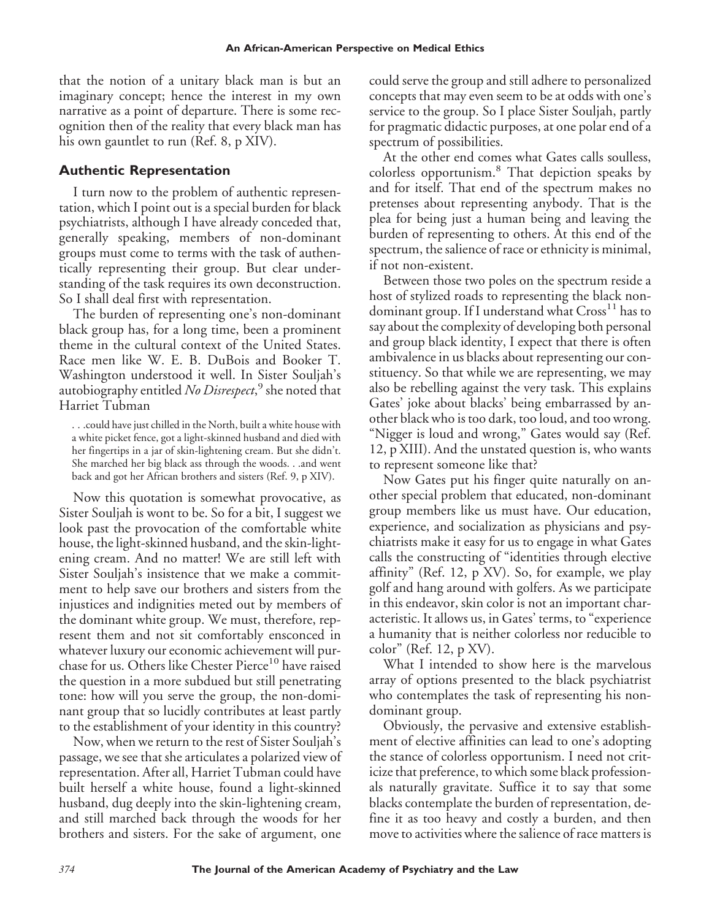that the notion of a unitary black man is but an imaginary concept; hence the interest in my own narrative as a point of departure. There is some recognition then of the reality that every black man has his own gauntlet to run (Ref. 8, p XIV).

## Authentic Representation

I turn now to the problem of authentic representation, which I point out is a special burden for black psychiatrists, although I have already conceded that, generally speaking, members of non-dominant groups must come to terms with the task of authentically representing their group. But clear understanding of the task requires its own deconstruction. So I shall deal first with representation.

The burden of representing one's non-dominant black group has, for a long time, been a prominent theme in the cultural context of the United States. Race men like W. E. B. DuBois and Booker T. Washington understood it well. In Sister Souljah's autobiography entitled *No Disrespect*,[9] she noted that Harriet Tubman

> . . .could have just chilled in the North, built a white house with a white picket fence, got a light-skinned husband and died with her fingertips in a jar of skin-lightening cream. But she didn't. She marched her big black ass through the woods. . .and went back and got her African brothers and sisters (Ref. 9, p XIV).

Now this quotation is somewhat provocative, as Sister Souljah is wont to be. So for a bit, I suggest we look past the provocation of the comfortable white house, the light-skinned husband, and the skin-lightening cream. And no matter! We are still left with Sister Souljah's insistence that we make a commitment to help save our brothers and sisters from the injustices and indignities meted out by members of the dominant white group. We must, therefore, represent them and not sit comfortably ensconced in whatever luxury our economic achievement will purchase for us. Others like Chester Pierce[10] have raised the question in a more subdued but still penetrating tone: how will you serve the group, the non-dominant group that so lucidly contributes at least partly to the establishment of your identity in this country?

Now, when we return to the rest of Sister Souljah's passage, we see that she articulates a polarized view of representation. After all, Harriet Tubman could have built herself a white house, found a light-skinned husband, dug deeply into the skin-lightening cream, and still marched back through the woods for her brothers and sisters. For the sake of argument, one could serve the group and still adhere to personalized concepts that may even seem to be at odds with one's service to the group. So I place Sister Souljah, partly for pragmatic didactic purposes, at one polar end of a spectrum of possibilities.

At the other end comes what Gates calls soulless, colorless opportunism.[8] That depiction speaks by and for itself. That end of the spectrum makes no pretenses about representing anybody. That is the plea for being just a human being and leaving the burden of representing to others. At this end of the spectrum, the salience of race or ethnicity is minimal, if not non-existent.

Between those two poles on the spectrum reside a host of stylized roads to representing the black non-dominant group. If I understand what Cross[11] has to say about the complexity of developing both personal and group black identity, I expect that there is often ambivalence in us blacks about representing our constituency. So that while we are representing, we may also be rebelling against the very task. This explains Gates' joke about blacks' being embarrassed by another black who is too dark, too loud, and too wrong. "Nigger is loud and wrong," Gates would say (Ref. 12, p XIII). And the unstated question is, who wants to represent someone like that?

Now Gates put his finger quite naturally on another special problem that educated, non-dominant group members like us must have. Our education, experience, and socialization as physicians and psychiatrists make it easy for us to engage in what Gates calls the constructing of "identities through elective affinity" (Ref. 12, p XV). So, for example, we play golf and hang around with golfers. As we participate in this endeavor, skin color is not an important characteristic. It allows us, in Gates' terms, to "experience a humanity that is neither colorless nor reducible to color" (Ref. 12, p XV).

What I intended to show here is the marvelous array of options presented to the black psychiatrist who contemplates the task of representing his non-dominant group.

Obviously, the pervasive and extensive establishment of elective affinities can lead to one's adopting the stance of colorless opportunism. I need not criticize that preference, to which some black professionals naturally gravitate. Suffice it to say that some blacks contemplate the burden of representation, define it as too heavy and costly a burden, and then move to activities where the salience of race matters is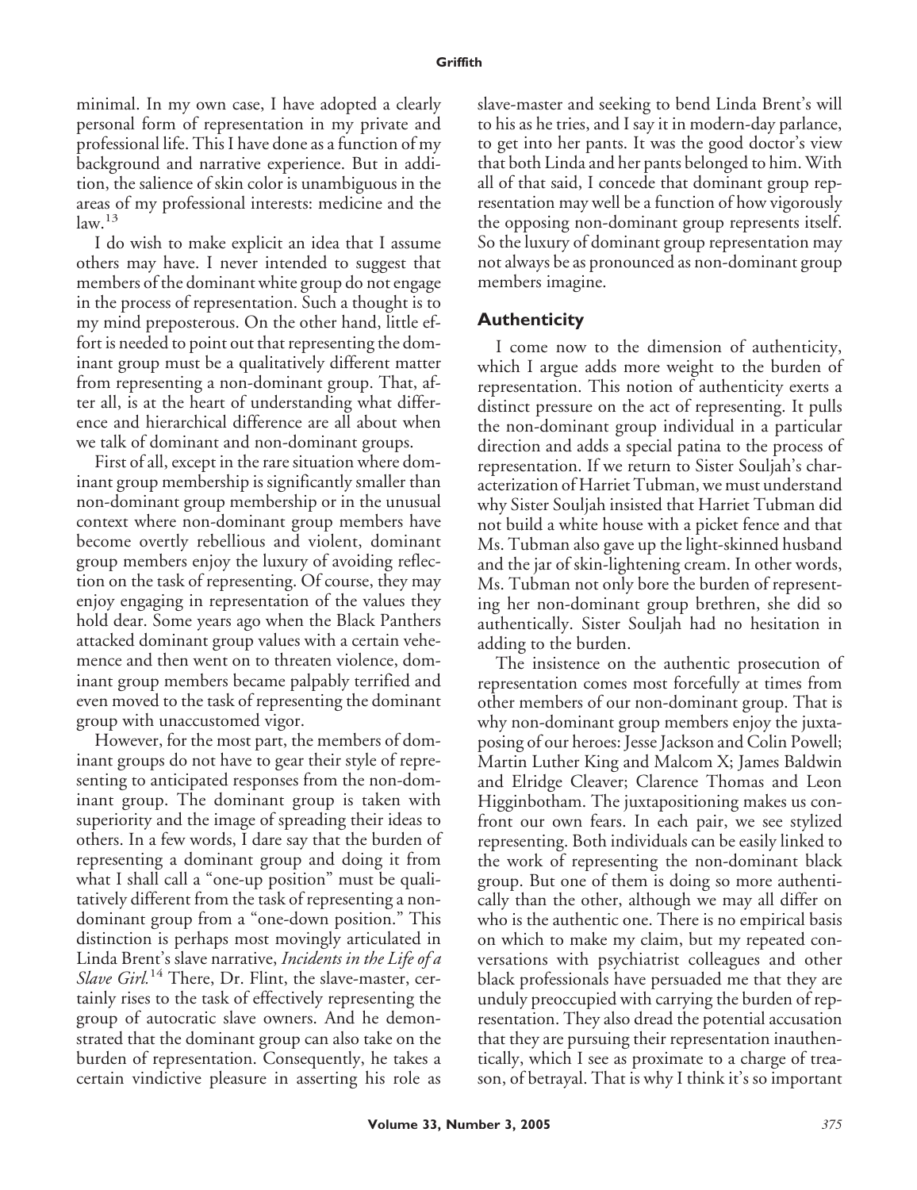minimal. In my own case, I have adopted a clearly personal form of representation in my private and professional life. This I have done as a function of my background and narrative experience. But in addition, the salience of skin color is unambiguous in the areas of my professional interests: medicine and the law.[13]

I do wish to make explicit an idea that I assume others may have. I never intended to suggest that members of the dominant white group do not engage in the process of representation. Such a thought is to my mind preposterous. On the other hand, little effort is needed to point out that representing the dominant group must be a qualitatively different matter from representing a non-dominant group. That, after all, is at the heart of understanding what difference and hierarchical difference are all about when we talk of dominant and non-dominant groups.

First of all, except in the rare situation where dominant group membership is significantly smaller than non-dominant group membership or in the unusual context where non-dominant group members have become overtly rebellious and violent, dominant group members enjoy the luxury of avoiding reflection on the task of representing. Of course, they may enjoy engaging in representation of the values they hold dear. Some years ago when the Black Panthers attacked dominant group values with a certain vehemence and then went on to threaten violence, dominant group members became palpably terrified and even moved to the task of representing the dominant group with unaccustomed vigor.

However, for the most part, the members of dominant groups do not have to gear their style of representing to anticipated responses from the non-dominant group. The dominant group is taken with superiority and the image of spreading their ideas to others. In a few words, I dare say that the burden of representing a dominant group and doing it from what I shall call a "one-up position" must be qualitatively different from the task of representing a non-dominant group from a "one-down position." This distinction is perhaps most movingly articulated in Linda Brent's slave narrative, *Incidents in the Life of a Slave Girl.*[14] There, Dr. Flint, the slave-master, certainly rises to the task of effectively representing the group of autocratic slave owners. And he demonstrated that the dominant group can also take on the burden of representation. Consequently, he takes a certain vindictive pleasure in asserting his role as slave-master and seeking to bend Linda Brent's will to his as he tries, and I say it in modern-day parlance, to get into her pants. It was the good doctor's view that both Linda and her pants belonged to him. With all of that said, I concede that dominant group representation may well be a function of how vigorously the opposing non-dominant group represents itself. So the luxury of dominant group representation may not always be as pronounced as non-dominant group members imagine.

## Authenticity

I come now to the dimension of authenticity, which I argue adds more weight to the burden of representation. This notion of authenticity exerts a distinct pressure on the act of representing. It pulls the non-dominant group individual in a particular direction and adds a special patina to the process of representation. If we return to Sister Souljah's characterization of Harriet Tubman, we must understand why Sister Souljah insisted that Harriet Tubman did not build a white house with a picket fence and that Ms. Tubman also gave up the light-skinned husband and the jar of skin-lightening cream. In other words, Ms. Tubman not only bore the burden of representing her non-dominant group brethren, she did so authentically. Sister Souljah had no hesitation in adding to the burden.

The insistence on the authentic prosecution of representation comes most forcefully at times from other members of our non-dominant group. That is why non-dominant group members enjoy the juxtaposing of our heroes: Jesse Jackson and Colin Powell; Martin Luther King and Malcom X; James Baldwin and Elridge Cleaver; Clarence Thomas and Leon Higginbotham. The juxtapositioning makes us confront our own fears. In each pair, we see stylized representing. Both individuals can be easily linked to the work of representing the non-dominant black group. But one of them is doing so more authentically than the other, although we may all differ on who is the authentic one. There is no empirical basis on which to make my claim, but my repeated conversations with psychiatrist colleagues and other black professionals have persuaded me that they are unduly preoccupied with carrying the burden of representation. They also dread the potential accusation that they are pursuing their representation inauthentically, which I see as proximate to a charge of treason, of betrayal. That is why I think it's so important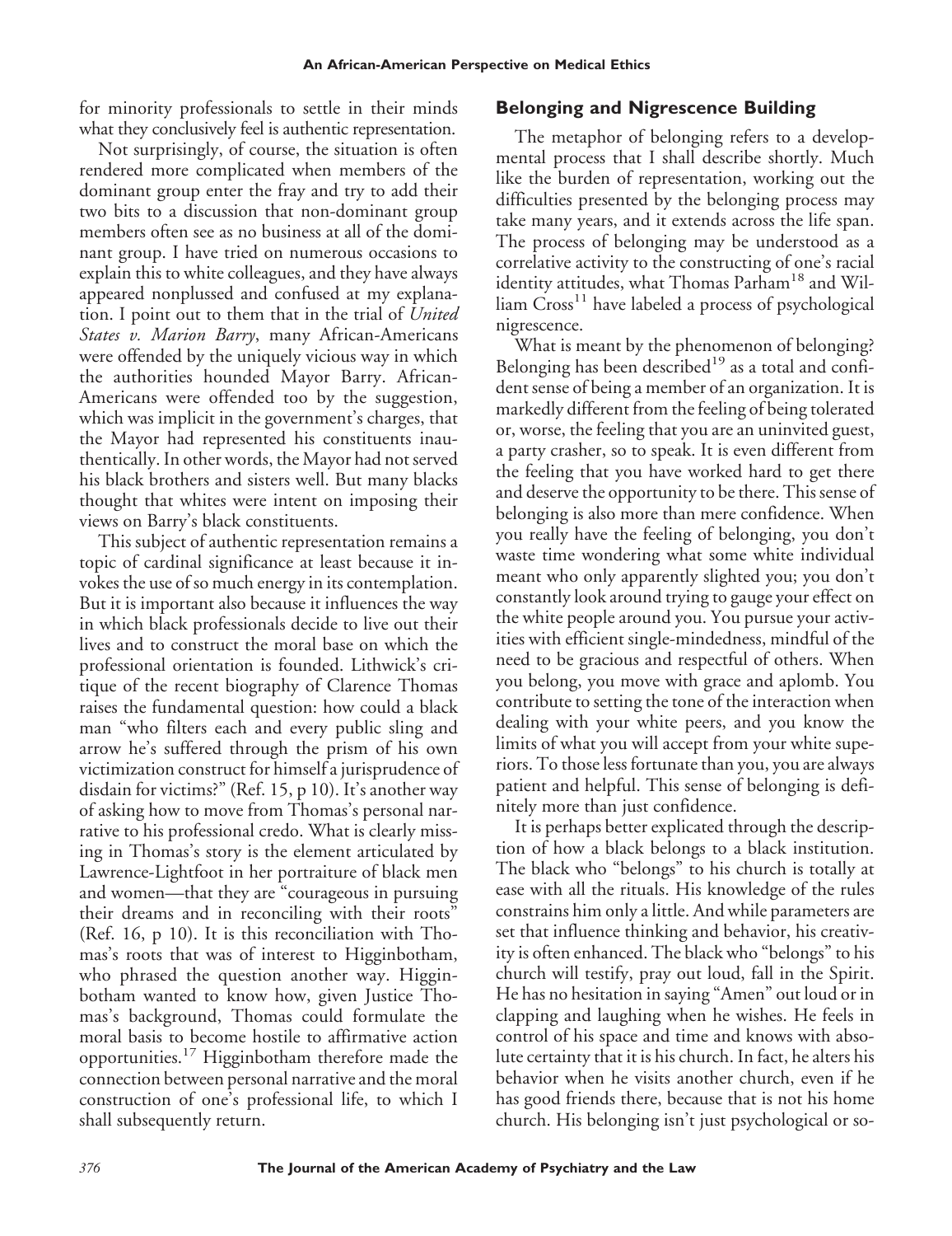for minority professionals to settle in their minds what they conclusively feel is authentic representation.

Not surprisingly, of course, the situation is often rendered more complicated when members of the dominant group enter the fray and try to add their two bits to a discussion that non-dominant group members often see as no business at all of the dominant group. I have tried on numerous occasions to explain this to white colleagues, and they have always appeared nonplussed and confused at my explanation. I point out to them that in the trial of *United States v. Marion Barry*, many African-Americans were offended by the uniquely vicious way in which the authorities hounded Mayor Barry. African-Americans were offended too by the suggestion, which was implicit in the government's charges, that the Mayor had represented his constituents inauthentically. In other words, the Mayor had not served his black brothers and sisters well. But many blacks thought that whites were intent on imposing their views on Barry's black constituents.

This subject of authentic representation remains a topic of cardinal significance at least because it invokes the use of so much energy in its contemplation. But it is important also because it influences the way in which black professionals decide to live out their lives and to construct the moral base on which the professional orientation is founded. Lithwick's critique of the recent biography of Clarence Thomas raises the fundamental question: how could a black man "who filters each and every public sling and arrow he's suffered through the prism of his own victimization construct for himself a jurisprudence of disdain for victims?" (Ref. 15, p 10). It's another way of asking how to move from Thomas's personal narrative to his professional credo. What is clearly missing in Thomas's story is the element articulated by Lawrence-Lightfoot in her portraiture of black men and women—that they are "courageous in pursuing their dreams and in reconciling with their roots" (Ref. 16, p 10). It is this reconciliation with Thomas's roots that was of interest to Higginbotham, who phrased the question another way. Higginbotham wanted to know how, given Justice Thomas's background, Thomas could formulate the moral basis to become hostile to affirmative action opportunities.[17] Higginbotham therefore made the connection between personal narrative and the moral construction of one's professional life, to which I shall subsequently return.

## Belonging and Nigrescence Building

The metaphor of belonging refers to a developmental process that I shall describe shortly. Much like the burden of representation, working out the difficulties presented by the belonging process may take many years, and it extends across the life span. The process of belonging may be understood as a correlative activity to the constructing of one's racial identity attitudes, what Thomas Parham[18] and William Cross[11] have labeled a process of psychological nigrescence.

What is meant by the phenomenon of belonging? Belonging has been described[19] as a total and confident sense of being a member of an organization. It is markedly different from the feeling of being tolerated or, worse, the feeling that you are an uninvited guest, a party crasher, so to speak. It is even different from the feeling that you have worked hard to get there and deserve the opportunity to be there. This sense of belonging is also more than mere confidence. When you really have the feeling of belonging, you don't waste time wondering what some white individual meant who only apparently slighted you; you don't constantly look around trying to gauge your effect on the white people around you. You pursue your activities with efficient single-mindedness, mindful of the need to be gracious and respectful of others. When you belong, you move with grace and aplomb. You contribute to setting the tone of the interaction when dealing with your white peers, and you know the limits of what you will accept from your white superiors. To those less fortunate than you, you are always patient and helpful. This sense of belonging is definitely more than just confidence.

It is perhaps better explicated through the description of how a black belongs to a black institution. The black who "belongs" to his church is totally at ease with all the rituals. His knowledge of the rules constrains him only a little. And while parameters are set that influence thinking and behavior, his creativity is often enhanced. The black who "belongs" to his church will testify, pray out loud, fall in the Spirit. He has no hesitation in saying "Amen" out loud or in clapping and laughing when he wishes. He feels in control of his space and time and knows with absolute certainty that it is his church. In fact, he alters his behavior when he visits another church, even if he has good friends there, because that is not his home church. His belonging isn't just psychological or so-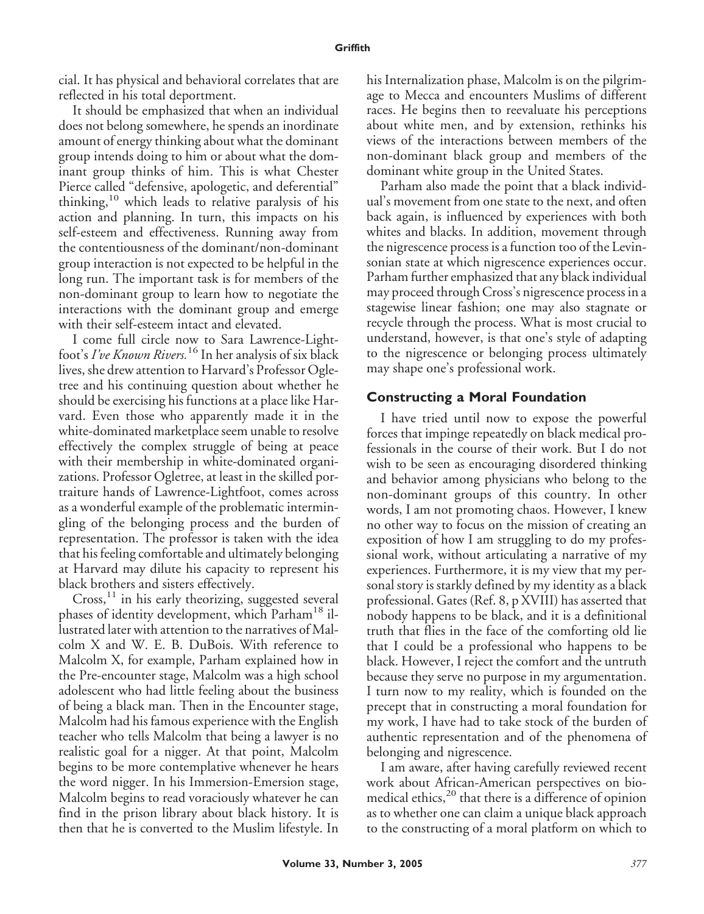cial. It has physical and behavioral correlates that are reflected in his total deportment.

It should be emphasized that when an individual does not belong somewhere, he spends an inordinate amount of energy thinking about what the dominant group intends doing to him or about what the dominant group thinks of him. This is what Chester Pierce called "defensive, apologetic, and deferential" thinking,[10] which leads to relative paralysis of his action and planning. In turn, this impacts on his self-esteem and effectiveness. Running away from the contentiousness of the dominant/non-dominant group interaction is not expected to be helpful in the long run. The important task is for members of the non-dominant group to learn how to negotiate the interactions with the dominant group and emerge with their self-esteem intact and elevated.

I come full circle now to Sara Lawrence-Lightfoot's *I've Known Rivers.*[16] In her analysis of six black lives, she drew attention to Harvard's Professor Ogletree and his continuing question about whether he should be exercising his functions at a place like Harvard. Even those who apparently made it in the white-dominated marketplace seem unable to resolve effectively the complex struggle of being at peace with their membership in white-dominated organizations. Professor Ogletree, at least in the skilled portraiture hands of Lawrence-Lightfoot, comes across as a wonderful example of the problematic intermingling of the belonging process and the burden of representation. The professor is taken with the idea that his feeling comfortable and ultimately belonging at Harvard may dilute his capacity to represent his black brothers and sisters effectively.

Cross,[11] in his early theorizing, suggested several phases of identity development, which Parham[18] illustrated later with attention to the narratives of Malcolm X and W. E. B. DuBois. With reference to Malcolm X, for example, Parham explained how in the Pre-encounter stage, Malcolm was a high school adolescent who had little feeling about the business of being a black man. Then in the Encounter stage, Malcolm had his famous experience with the English teacher who tells Malcolm that being a lawyer is no realistic goal for a nigger. At that point, Malcolm begins to be more contemplative whenever he hears the word nigger. In his Immersion-Emersion stage, Malcolm begins to read voraciously whatever he can find in the prison library about black history. It is then that he is converted to the Muslim lifestyle. In his Internalization phase, Malcolm is on the pilgrimage to Mecca and encounters Muslims of different races. He begins then to reevaluate his perceptions about white men, and by extension, rethinks his views of the interactions between members of the non-dominant black group and members of the dominant white group in the United States.

Parham also made the point that a black individual's movement from one state to the next, and often back again, is influenced by experiences with both whites and blacks. In addition, movement through the nigrescence process is a function too of the Levinsonian state at which nigrescence experiences occur. Parham further emphasized that any black individual may proceed through Cross's nigrescence process in a stagewise linear fashion; one may also stagnate or recycle through the process. What is most crucial to understand, however, is that one's style of adapting to the nigrescence or belonging process ultimately may shape one's professional work.

## Constructing a Moral Foundation

I have tried until now to expose the powerful forces that impinge repeatedly on black medical professionals in the course of their work. But I do not wish to be seen as encouraging disordered thinking and behavior among physicians who belong to the non-dominant groups of this country. In other words, I am not promoting chaos. However, I knew no other way to focus on the mission of creating an exposition of how I am struggling to do my professional work, without articulating a narrative of my experiences. Furthermore, it is my view that my personal story is starkly defined by my identity as a black professional. Gates (Ref. 8, p XVIII) has asserted that nobody happens to be black, and it is a definitional truth that flies in the face of the comforting old lie that I could be a professional who happens to be black. However, I reject the comfort and the untruth because they serve no purpose in my argumentation. I turn now to my reality, which is founded on the precept that in constructing a moral foundation for my work, I have had to take stock of the burden of authentic representation and of the phenomena of belonging and nigrescence.

I am aware, after having carefully reviewed recent work about African-American perspectives on biomedical ethics,[20] that there is a difference of opinion as to whether one can claim a unique black approach to the constructing of a moral platform on which to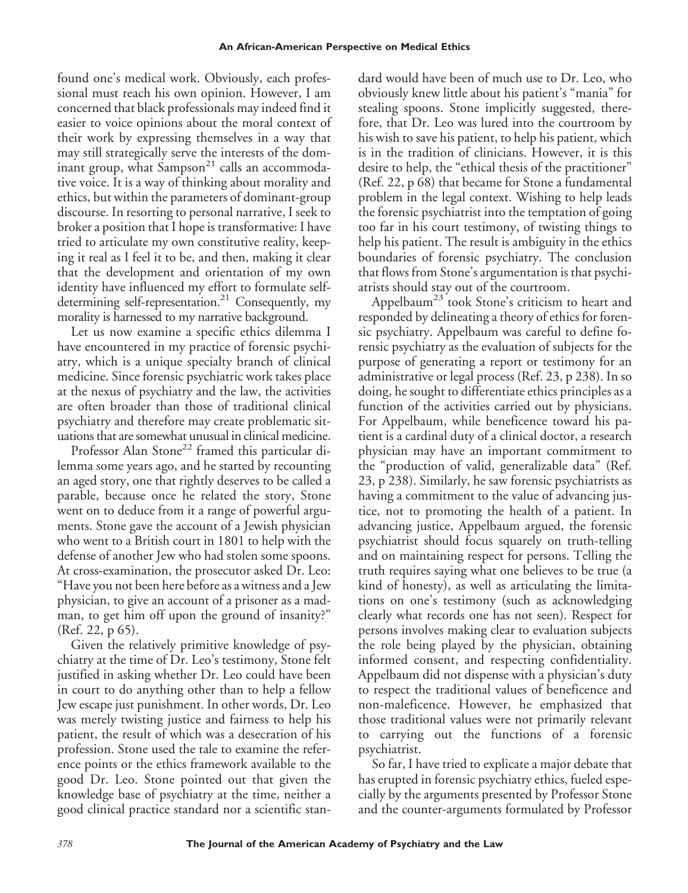found one's medical work. Obviously, each professional must reach his own opinion. However, I am concerned that black professionals may indeed find it easier to voice opinions about the moral context of their work by expressing themselves in a way that may still strategically serve the interests of the dominant group, what Sampson[21] calls an accommodative voice. It is a way of thinking about morality and ethics, but within the parameters of dominant-group discourse. In resorting to personal narrative, I seek to broker a position that I hope is transformative: I have tried to articulate my own constitutive reality, keeping it real as I feel it to be, and then, making it clear that the development and orientation of my own identity have influenced my effort to formulate self-determining self-representation.[21] Consequently, my morality is harnessed to my narrative background.

Let us now examine a specific ethics dilemma I have encountered in my practice of forensic psychiatry, which is a unique specialty branch of clinical medicine. Since forensic psychiatric work takes place at the nexus of psychiatry and the law, the activities are often broader than those of traditional clinical psychiatry and therefore may create problematic situations that are somewhat unusual in clinical medicine.

Professor Alan Stone[22] framed this particular dilemma some years ago, and he started by recounting an aged story, one that rightly deserves to be called a parable, because once he related the story, Stone went on to deduce from it a range of powerful arguments. Stone gave the account of a Jewish physician who went to a British court in 1801 to help with the defense of another Jew who had stolen some spoons. At cross-examination, the prosecutor asked Dr. Leo: "Have you not been here before as a witness and a Jew physician, to give an account of a prisoner as a madman, to get him off upon the ground of insanity?" (Ref. 22, p 65).

Given the relatively primitive knowledge of psychiatry at the time of Dr. Leo's testimony, Stone felt justified in asking whether Dr. Leo could have been in court to do anything other than to help a fellow Jew escape just punishment. In other words, Dr. Leo was merely twisting justice and fairness to help his patient, the result of which was a desecration of his profession. Stone used the tale to examine the reference points or the ethics framework available to the good Dr. Leo. Stone pointed out that given the knowledge base of psychiatry at the time, neither a good clinical practice standard nor a scientific standard would have been of much use to Dr. Leo, who obviously knew little about his patient's "mania" for stealing spoons. Stone implicitly suggested, therefore, that Dr. Leo was lured into the courtroom by his wish to save his patient, to help his patient, which is in the tradition of clinicians. However, it is this desire to help, the "ethical thesis of the practitioner" (Ref. 22, p 68) that became for Stone a fundamental problem in the legal context. Wishing to help leads the forensic psychiatrist into the temptation of going too far in his court testimony, of twisting things to help his patient. The result is ambiguity in the ethics boundaries of forensic psychiatry. The conclusion that flows from Stone's argumentation is that psychiatrists should stay out of the courtroom.

Appelbaum[23] took Stone's criticism to heart and responded by delineating a theory of ethics for forensic psychiatry. Appelbaum was careful to define forensic psychiatry as the evaluation of subjects for the purpose of generating a report or testimony for an administrative or legal process (Ref. 23, p 238). In so doing, he sought to differentiate ethics principles as a function of the activities carried out by physicians. For Appelbaum, while beneficence toward his patient is a cardinal duty of a clinical doctor, a research physician may have an important commitment to the "production of valid, generalizable data" (Ref. 23, p 238). Similarly, he saw forensic psychiatrists as having a commitment to the value of advancing justice, not to promoting the health of a patient. In advancing justice, Appelbaum argued, the forensic psychiatrist should focus squarely on truth-telling and on maintaining respect for persons. Telling the truth requires saying what one believes to be true (a kind of honesty), as well as articulating the limitations on one's testimony (such as acknowledging clearly what records one has not seen). Respect for persons involves making clear to evaluation subjects the role being played by the physician, obtaining informed consent, and respecting confidentiality. Appelbaum did not dispense with a physician's duty to respect the traditional values of beneficence and non-maleficence. However, he emphasized that those traditional values were not primarily relevant to carrying out the functions of a forensic psychiatrist.

So far, I have tried to explicate a major debate that has erupted in forensic psychiatry ethics, fueled especially by the arguments presented by Professor Stone and the counter-arguments formulated by Professor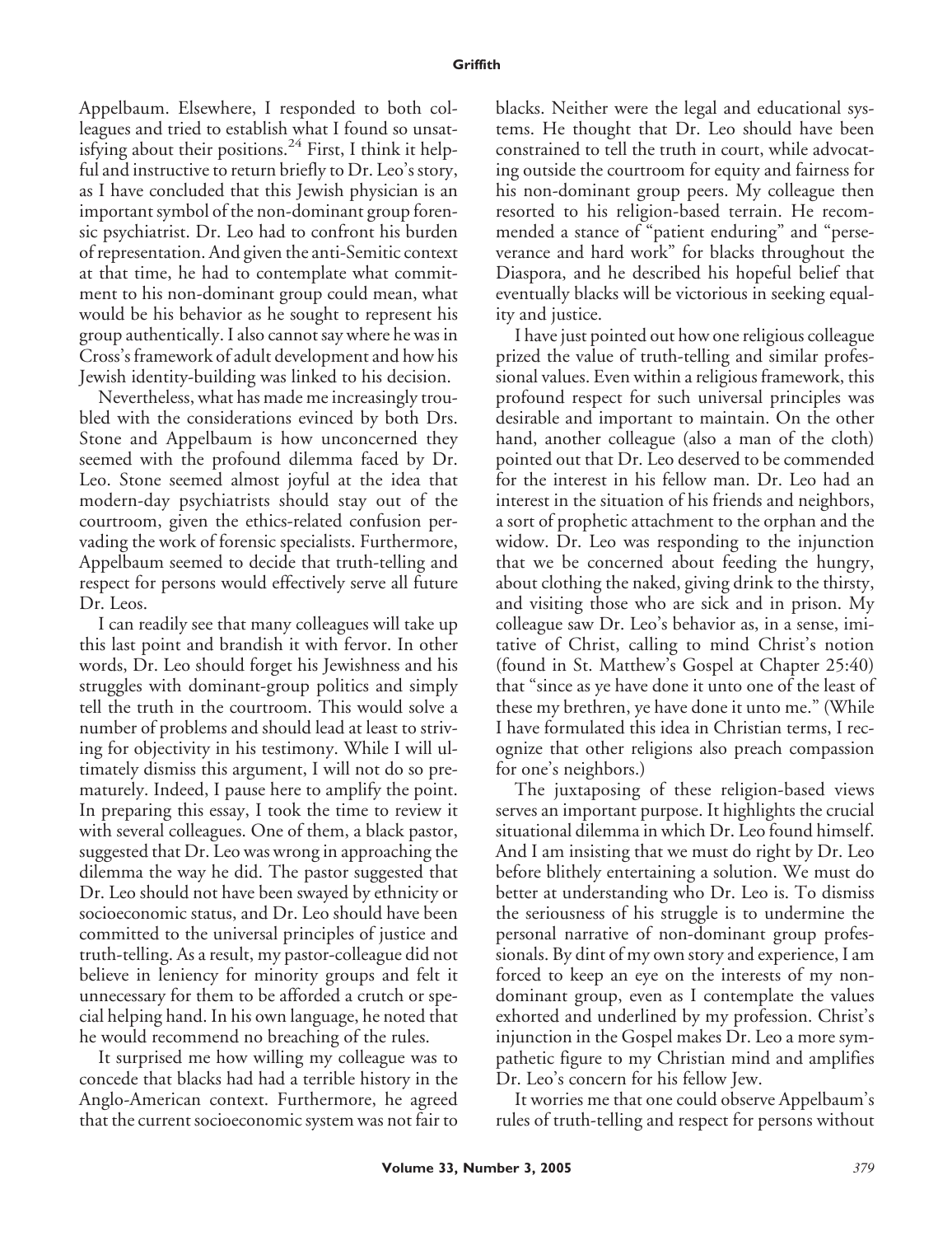Appelbaum. Elsewhere, I responded to both colleagues and tried to establish what I found so unsatisfying about their positions.[24] First, I think it helpful and instructive to return briefly to Dr. Leo's story, as I have concluded that this Jewish physician is an important symbol of the non-dominant group forensic psychiatrist. Dr. Leo had to confront his burden of representation. And given the anti-Semitic context at that time, he had to contemplate what commitment to his non-dominant group could mean, what would be his behavior as he sought to represent his group authentically. I also cannot say where he was in Cross's framework of adult development and how his Jewish identity-building was linked to his decision.

Nevertheless, what has made me increasingly troubled with the considerations evinced by both Drs. Stone and Appelbaum is how unconcerned they seemed with the profound dilemma faced by Dr. Leo. Stone seemed almost joyful at the idea that modern-day psychiatrists should stay out of the courtroom, given the ethics-related confusion pervading the work of forensic specialists. Furthermore, Appelbaum seemed to decide that truth-telling and respect for persons would effectively serve all future Dr. Leos.

I can readily see that many colleagues will take up this last point and brandish it with fervor. In other words, Dr. Leo should forget his Jewishness and his struggles with dominant-group politics and simply tell the truth in the courtroom. This would solve a number of problems and should lead at least to striving for objectivity in his testimony. While I will ultimately dismiss this argument, I will not do so prematurely. Indeed, I pause here to amplify the point. In preparing this essay, I took the time to review it with several colleagues. One of them, a black pastor, suggested that Dr. Leo was wrong in approaching the dilemma the way he did. The pastor suggested that Dr. Leo should not have been swayed by ethnicity or socioeconomic status, and Dr. Leo should have been committed to the universal principles of justice and truth-telling. As a result, my pastor-colleague did not believe in leniency for minority groups and felt it unnecessary for them to be afforded a crutch or special helping hand. In his own language, he noted that he would recommend no breaching of the rules.

It surprised me how willing my colleague was to concede that blacks had had a terrible history in the Anglo-American context. Furthermore, he agreed that the current socioeconomic system was not fair to blacks. Neither were the legal and educational systems. He thought that Dr. Leo should have been constrained to tell the truth in court, while advocating outside the courtroom for equity and fairness for his non-dominant group peers. My colleague then resorted to his religion-based terrain. He recommended a stance of "patient enduring" and "perseverance and hard work" for blacks throughout the Diaspora, and he described his hopeful belief that eventually blacks will be victorious in seeking equality and justice.

I have just pointed out how one religious colleague prized the value of truth-telling and similar professional values. Even within a religious framework, this profound respect for such universal principles was desirable and important to maintain. On the other hand, another colleague (also a man of the cloth) pointed out that Dr. Leo deserved to be commended for the interest in his fellow man. Dr. Leo had an interest in the situation of his friends and neighbors, a sort of prophetic attachment to the orphan and the widow. Dr. Leo was responding to the injunction that we be concerned about feeding the hungry, about clothing the naked, giving drink to the thirsty, and visiting those who are sick and in prison. My colleague saw Dr. Leo's behavior as, in a sense, imitative of Christ, calling to mind Christ's notion (found in St. Matthew's Gospel at Chapter 25:40) that "since as ye have done it unto one of the least of these my brethren, ye have done it unto me." (While I have formulated this idea in Christian terms, I recognize that other religions also preach compassion for one's neighbors.)

The juxtaposing of these religion-based views serves an important purpose. It highlights the crucial situational dilemma in which Dr. Leo found himself. And I am insisting that we must do right by Dr. Leo before blithely entertaining a solution. We must do better at understanding who Dr. Leo is. To dismiss the seriousness of his struggle is to undermine the personal narrative of non-dominant group professionals. By dint of my own story and experience, I am forced to keep an eye on the interests of my non-dominant group, even as I contemplate the values exhorted and underlined by my profession. Christ's injunction in the Gospel makes Dr. Leo a more sympathetic figure to my Christian mind and amplifies Dr. Leo's concern for his fellow Jew.

It worries me that one could observe Appelbaum's rules of truth-telling and respect for persons without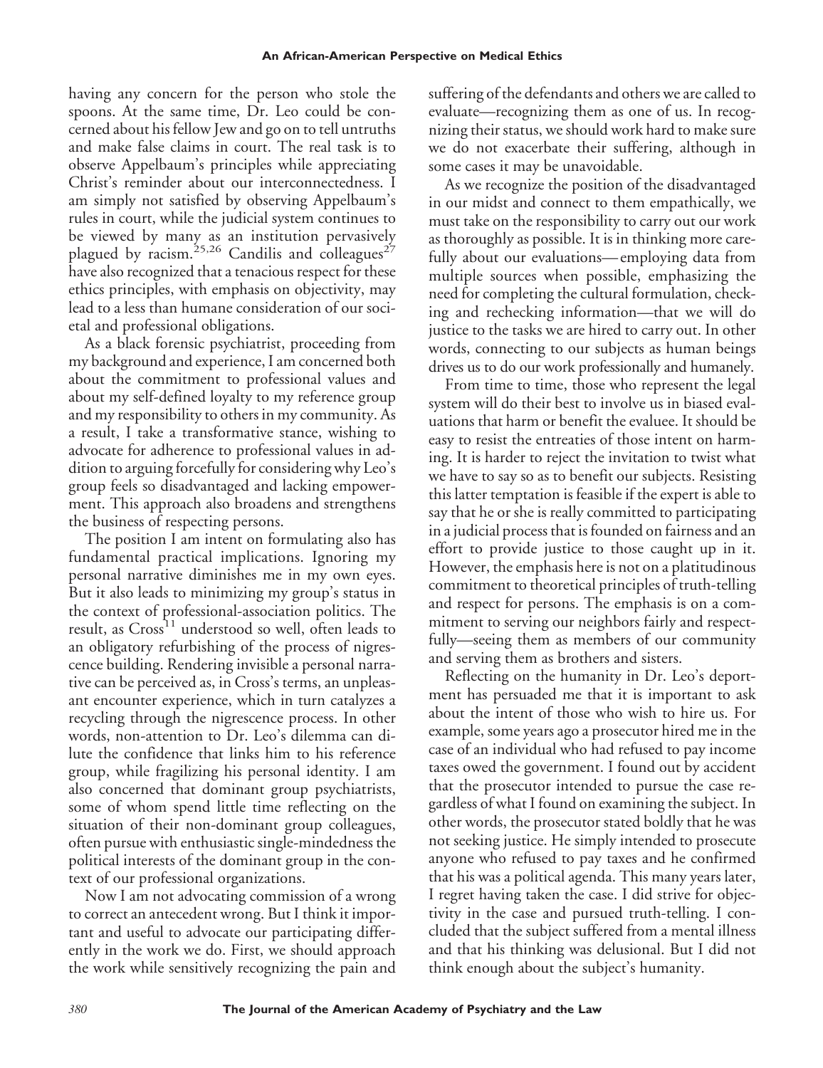having any concern for the person who stole the spoons. At the same time, Dr. Leo could be concerned about his fellow Jew and go on to tell untruths and make false claims in court. The real task is to observe Appelbaum's principles while appreciating Christ's reminder about our interconnectedness. I am simply not satisfied by observing Appelbaum's rules in court, while the judicial system continues to be viewed by many as an institution pervasively plagued by racism.[25,26] Candilis and colleagues[27] have also recognized that a tenacious respect for these ethics principles, with emphasis on objectivity, may lead to a less than humane consideration of our societal and professional obligations.

As a black forensic psychiatrist, proceeding from my background and experience, I am concerned both about the commitment to professional values and about my self-defined loyalty to my reference group and my responsibility to others in my community. As a result, I take a transformative stance, wishing to advocate for adherence to professional values in addition to arguing forcefully for considering why Leo's group feels so disadvantaged and lacking empowerment. This approach also broadens and strengthens the business of respecting persons.

The position I am intent on formulating also has fundamental practical implications. Ignoring my personal narrative diminishes me in my own eyes. But it also leads to minimizing my group's status in the context of professional-association politics. The result, as Cross[11] understood so well, often leads to an obligatory refurbishing of the process of nigrescence building. Rendering invisible a personal narrative can be perceived as, in Cross's terms, an unpleasant encounter experience, which in turn catalyzes a recycling through the nigrescence process. In other words, non-attention to Dr. Leo's dilemma can dilute the confidence that links him to his reference group, while fragilizing his personal identity. I am also concerned that dominant group psychiatrists, some of whom spend little time reflecting on the situation of their non-dominant group colleagues, often pursue with enthusiastic single-mindedness the political interests of the dominant group in the context of our professional organizations.

Now I am not advocating commission of a wrong to correct an antecedent wrong. But I think it important and useful to advocate our participating differently in the work we do. First, we should approach the work while sensitively recognizing the pain and suffering of the defendants and others we are called to evaluate—recognizing them as one of us. In recognizing their status, we should work hard to make sure we do not exacerbate their suffering, although in some cases it may be unavoidable.

As we recognize the position of the disadvantaged in our midst and connect to them empathically, we must take on the responsibility to carry out our work as thoroughly as possible. It is in thinking more carefully about our evaluations—employing data from multiple sources when possible, emphasizing the need for completing the cultural formulation, checking and rechecking information—that we will do justice to the tasks we are hired to carry out. In other words, connecting to our subjects as human beings drives us to do our work professionally and humanely.

From time to time, those who represent the legal system will do their best to involve us in biased evaluations that harm or benefit the evaluee. It should be easy to resist the entreaties of those intent on harming. It is harder to reject the invitation to twist what we have to say so as to benefit our subjects. Resisting this latter temptation is feasible if the expert is able to say that he or she is really committed to participating in a judicial process that is founded on fairness and an effort to provide justice to those caught up in it. However, the emphasis here is not on a platitudinous commitment to theoretical principles of truth-telling and respect for persons. The emphasis is on a commitment to serving our neighbors fairly and respectfully—seeing them as members of our community and serving them as brothers and sisters.

Reflecting on the humanity in Dr. Leo's deportment has persuaded me that it is important to ask about the intent of those who wish to hire us. For example, some years ago a prosecutor hired me in the case of an individual who had refused to pay income taxes owed the government. I found out by accident that the prosecutor intended to pursue the case regardless of what I found on examining the subject. In other words, the prosecutor stated boldly that he was not seeking justice. He simply intended to prosecute anyone who refused to pay taxes and he confirmed that his was a political agenda. This many years later, I regret having taken the case. I did strive for objectivity in the case and pursued truth-telling. I concluded that the subject suffered from a mental illness and that his thinking was delusional. But I did not think enough about the subject's humanity.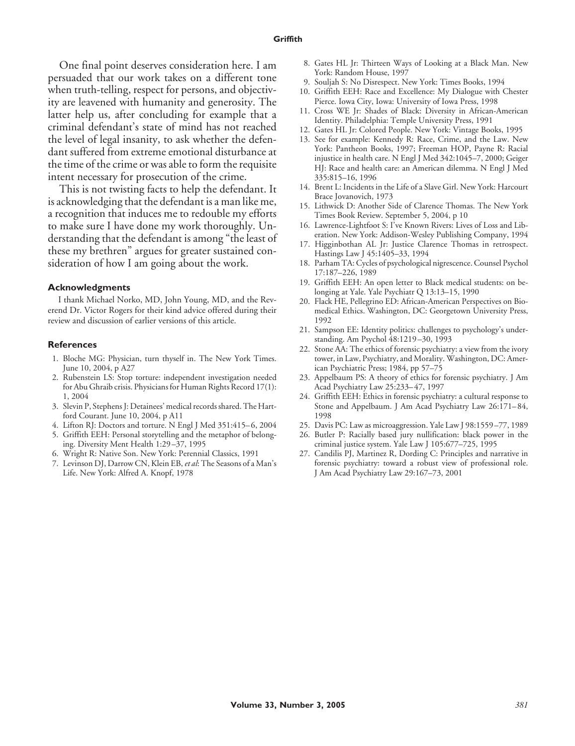One final point deserves consideration here. I am persuaded that our work takes on a different tone when truth-telling, respect for persons, and objectivity are leavened with humanity and generosity. The latter help us, after concluding for example that a criminal defendant's state of mind has not reached the level of legal insanity, to ask whether the defendant suffered from extreme emotional disturbance at the time of the crime or was able to form the requisite intent necessary for prosecution of the crime.

This is not twisting facts to help the defendant. It is acknowledging that the defendant is a man like me, a recognition that induces me to redouble my efforts to make sure I have done my work thoroughly. Understanding that the defendant is among "the least of these my brethren" argues for greater sustained consideration of how I am going about the work.

## Acknowledgments

I thank Michael Norko, MD, John Young, MD, and the Reverend Dr. Victor Rogers for their kind advice offered during their review and discussion of earlier versions of this article.

## References

1. Bloche MG: Physician, turn thyself in. The New York Times. June 10, 2004, p A27
2. Rubenstein LS: Stop torture: independent investigation needed for Abu Ghraib crisis. Physicians for Human Rights Record 17(1): 1, 2004
3. Slevin P, Stephens J: Detainees' medical records shared. The Hartford Courant. June 10, 2004, p A11
4. Lifton RJ: Doctors and torture. N Engl J Med 351:415–6, 2004
5. Griffith EEH: Personal storytelling and the metaphor of belonging. Diversity Ment Health 1:29–37, 1995
6. Wright R: Native Son. New York: Perennial Classics, 1991
7. Levinson DJ, Darrow CN, Klein EB, *et al*: The Seasons of a Man's Life. New York: Alfred A. Knopf, 1978
8. Gates HL Jr: Thirteen Ways of Looking at a Black Man. New York: Random House, 1997
9. Souljah S: No Disrespect. New York: Times Books, 1994
10. Griffith EEH: Race and Excellence: My Dialogue with Chester Pierce. Iowa City, Iowa: University of Iowa Press, 1998
11. Cross WE Jr: Shades of Black: Diversity in African-American Identity. Philadelphia: Temple University Press, 1991
12. Gates HL Jr: Colored People. New York: Vintage Books, 1995
13. See for example: Kennedy R: Race, Crime, and the Law. New York: Pantheon Books, 1997; Freeman HOP, Payne R: Racial injustice in health care. N Engl J Med 342:1045–7, 2000; Geiger HJ: Race and health care: an American dilemma. N Engl J Med 335:815–16, 1996
14. Brent L: Incidents in the Life of a Slave Girl. New York: Harcourt Brace Jovanovich, 1973
15. Lithwick D: Another Side of Clarence Thomas. The New York Times Book Review. September 5, 2004, p 10
16. Lawrence-Lightfoot S: I've Known Rivers: Lives of Loss and Liberation. New York: Addison-Wesley Publishing Company, 1994
17. Higginbothan AL Jr: Justice Clarence Thomas in retrospect. Hastings Law J 45:1405–33, 1994
18. Parham TA: Cycles of psychological nigrescence. Counsel Psychol 17:187–226, 1989
19. Griffith EEH: An open letter to Black medical students: on belonging at Yale. Yale Psychiatr Q 13:13–15, 1990
20. Flack HE, Pellegrino ED: African-American Perspectives on Biomedical Ethics. Washington, DC: Georgetown University Press, 1992
21. Sampson EE: Identity politics: challenges to psychology's understanding. Am Psychol 48:1219–30, 1993
22. Stone AA: The ethics of forensic psychiatry: a view from the ivory tower, in Law, Psychiatry, and Morality. Washington, DC: American Psychiatric Press; 1984, pp 57–75
23. Appelbaum PS: A theory of ethics for forensic psychiatry. J Am Acad Psychiatry Law 25:233–47, 1997
24. Griffith EEH: Ethics in forensic psychiatry: a cultural response to Stone and Appelbaum. J Am Acad Psychiatry Law 26:171–84, 1998
25. Davis PC: Law as microaggression. Yale Law J 98:1559–77, 1989
26. Butler P: Racially based jury nullification: black power in the criminal justice system. Yale Law J 105:677–725, 1995
27. Candilis PJ, Martinez R, Dording C: Principles and narrative in forensic psychiatry: toward a robust view of professional role. J Am Acad Psychiatry Law 29:167–73, 2001